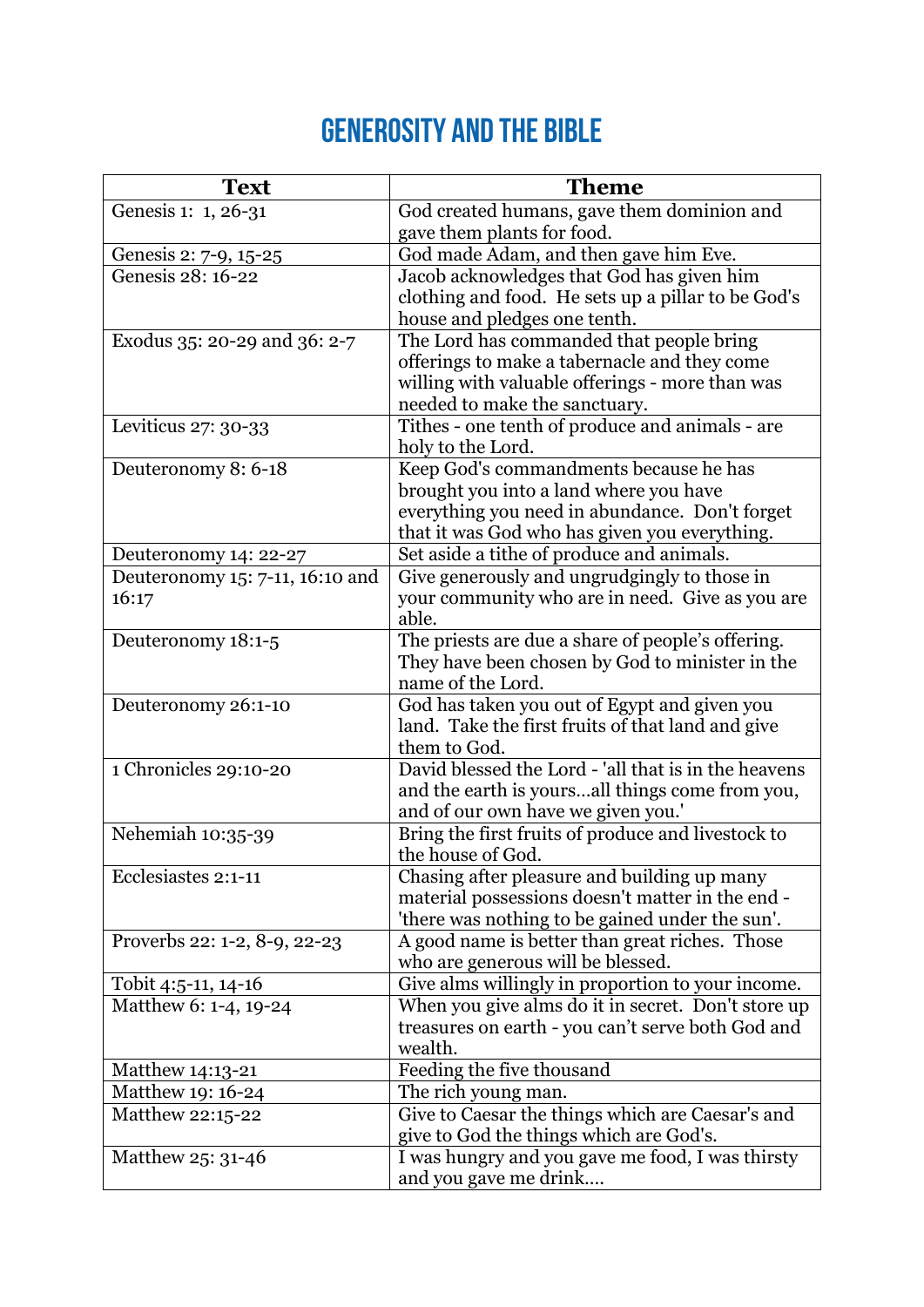# Generosity and the Bible

| Text | Theme |
|---|---|
| Genesis 1: 1, 26-31 | God created humans, gave them dominion and gave them plants for food. |
| Genesis 2: 7-9, 15-25 | God made Adam, and then gave him Eve. |
| Genesis 28: 16-22 | Jacob acknowledges that God has given him clothing and food. He sets up a pillar to be God's house and pledges one tenth. |
| Exodus 35: 20-29 and 36: 2-7 | The Lord has commanded that people bring offerings to make a tabernacle and they come willing with valuable offerings - more than was needed to make the sanctuary. |
| Leviticus 27: 30-33 | Tithes - one tenth of produce and animals - are holy to the Lord. |
| Deuteronomy 8: 6-18 | Keep God's commandments because he has brought you into a land where you have everything you need in abundance. Don't forget that it was God who has given you everything. |
| Deuteronomy 14: 22-27 | Set aside a tithe of produce and animals. |
| Deuteronomy 15: 7-11, 16:10 and 16:17 | Give generously and ungrudgingly to those in your community who are in need. Give as you are able. |
| Deuteronomy 18:1-5 | The priests are due a share of people's offering. They have been chosen by God to minister in the name of the Lord. |
| Deuteronomy 26:1-10 | God has taken you out of Egypt and given you land. Take the first fruits of that land and give them to God. |
| 1 Chronicles 29:10-20 | David blessed the Lord - 'all that is in the heavens and the earth is yours…all things come from you, and of our own have we given you.' |
| Nehemiah 10:35-39 | Bring the first fruits of produce and livestock to the house of God. |
| Ecclesiastes 2:1-11 | Chasing after pleasure and building up many material possessions doesn't matter in the end - 'there was nothing to be gained under the sun'. |
| Proverbs 22: 1-2, 8-9, 22-23 | A good name is better than great riches. Those who are generous will be blessed. |
| Tobit 4:5-11, 14-16 | Give alms willingly in proportion to your income. |
| Matthew 6: 1-4, 19-24 | When you give alms do it in secret. Don't store up treasures on earth - you can't serve both God and wealth. |
| Matthew 14:13-21 | Feeding the five thousand |
| Matthew 19: 16-24 | The rich young man. |
| Matthew 22:15-22 | Give to Caesar the things which are Caesar's and give to God the things which are God's. |
| Matthew 25: 31-46 | I was hungry and you gave me food, I was thirsty and you gave me drink…. |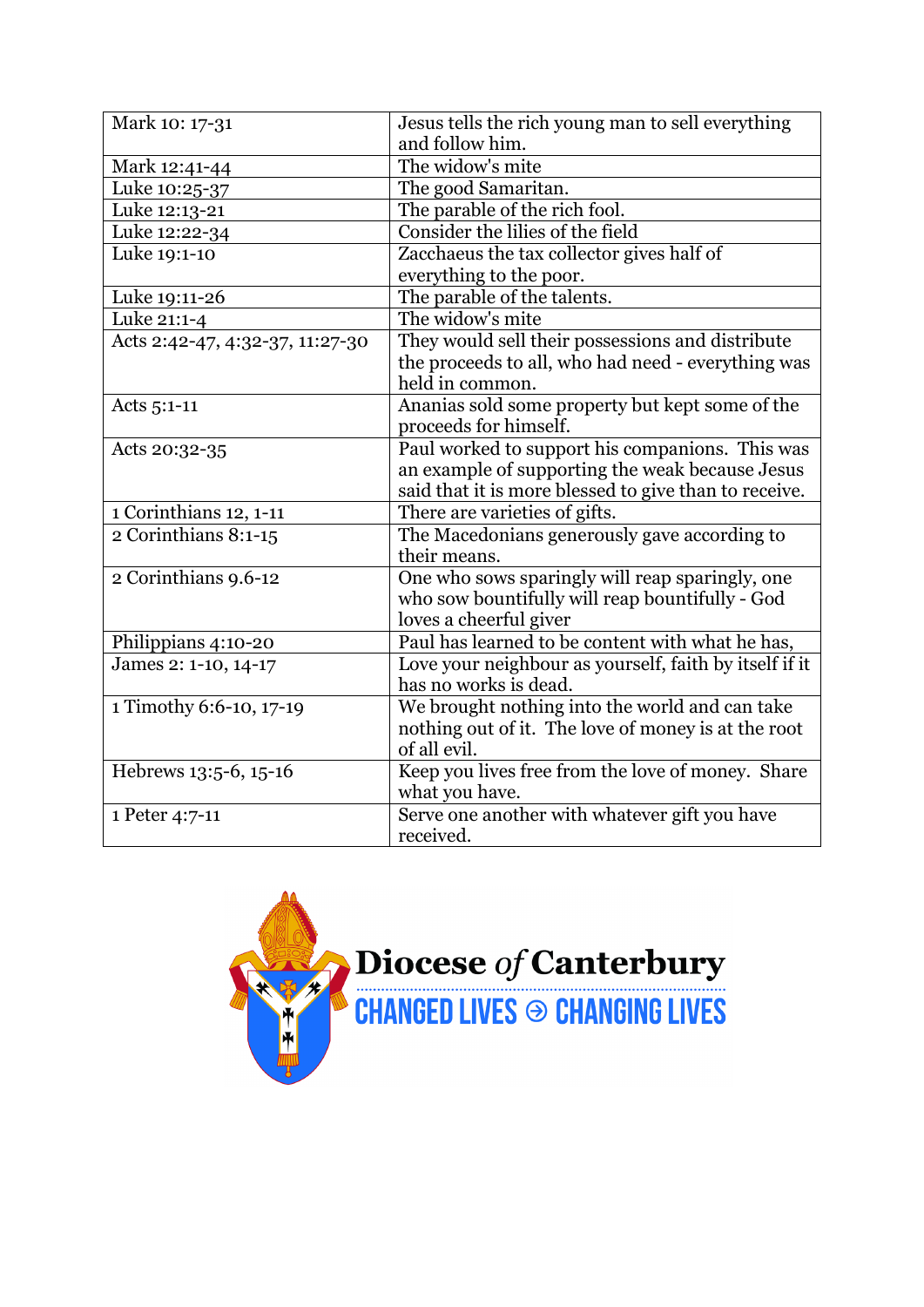| | |
|---|---|
| Mark 10: 17-31 | Jesus tells the rich young man to sell everything and follow him. |
| Mark 12:41-44 | The widow's mite |
| Luke 10:25-37 | The good Samaritan. |
| Luke 12:13-21 | The parable of the rich fool. |
| Luke 12:22-34 | Consider the lilies of the field |
| Luke 19:1-10 | Zacchaeus the tax collector gives half of everything to the poor. |
| Luke 19:11-26 | The parable of the talents. |
| Luke 21:1-4 | The widow's mite |
| Acts 2:42-47, 4:32-37, 11:27-30 | They would sell their possessions and distribute the proceeds to all, who had need - everything was held in common. |
| Acts 5:1-11 | Ananias sold some property but kept some of the proceeds for himself. |
| Acts 20:32-35 | Paul worked to support his companions. This was an example of supporting the weak because Jesus said that it is more blessed to give than to receive. |
| 1 Corinthians 12, 1-11 | There are varieties of gifts. |
| 2 Corinthians 8:1-15 | The Macedonians generously gave according to their means. |
| 2 Corinthians 9.6-12 | One who sows sparingly will reap sparingly, one who sow bountifully will reap bountifully - God loves a cheerful giver |
| Philippians 4:10-20 | Paul has learned to be content with what he has, |
| James 2: 1-10, 14-17 | Love your neighbour as yourself, faith by itself if it has no works is dead. |
| 1 Timothy 6:6-10, 17-19 | We brought nothing into the world and can take nothing out of it. The love of money is at the root of all evil. |
| Hebrews 13:5-6, 15-16 | Keep you lives free from the love of money. Share what you have. |
| 1 Peter 4:7-11 | Serve one another with whatever gift you have received. |

**Diocese *of* Canterbury**

CHANGED LIVES ⊙ CHANGING LIVES